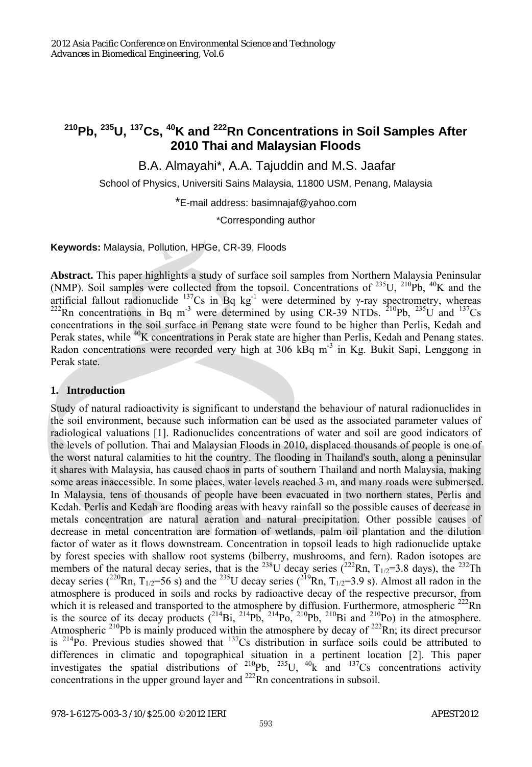# $^{210}$Pb, $^{235}$U, $^{137}$Cs, $^{40}$K and $^{222}$Rn Concentrations in Soil Samples After 2010 Thai and Malaysian Floods

B.A. Almayahi*, A.A. Tajuddin and M.S. Jaafar

School of Physics, Universiti Sains Malaysia, 11800 USM, Penang, Malaysia

*E-mail address: basimnajaf@yahoo.com

*Corresponding author

**Keywords:** Malaysia, Pollution, HPGe, CR-39, Floods

**Abstract.** This paper highlights a study of surface soil samples from Northern Malaysia Peninsular (NMP). Soil samples were collected from the topsoil. Concentrations of $^{235}$U, $^{210}$Pb, $^{40}$K and the artificial fallout radionuclide $^{137}$Cs in Bq kg$^{-1}$ were determined by γ-ray spectrometry, whereas $^{222}$Rn concentrations in Bq m$^{-3}$ were determined by using CR-39 NTDs. $^{210}$Pb, $^{235}$U and $^{137}$Cs concentrations in the soil surface in Penang state were found to be higher than Perlis, Kedah and Perak states, while $^{40}$K concentrations in Perak state are higher than Perlis, Kedah and Penang states. Radon concentrations were recorded very high at 306 kBq m$^{-3}$ in Kg. Bukit Sapi, Lenggong in Perak state.

## 1. Introduction

Study of natural radioactivity is significant to understand the behaviour of natural radionuclides in the soil environment, because such information can be used as the associated parameter values of radiological valuations [1]. Radionuclides concentrations of water and soil are good indicators of the levels of pollution. Thai and Malaysian Floods in 2010, displaced thousands of people is one of the worst natural calamities to hit the country. The flooding in Thailand's south, along a peninsular it shares with Malaysia, has caused chaos in parts of southern Thailand and north Malaysia, making some areas inaccessible. In some places, water levels reached 3 m, and many roads were submersed. In Malaysia, tens of thousands of people have been evacuated in two northern states, Perlis and Kedah. Perlis and Kedah are flooding areas with heavy rainfall so the possible causes of decrease in metals concentration are natural aeration and natural precipitation. Other possible causes of decrease in metal concentration are formation of wetlands, palm oil plantation and the dilution factor of water as it flows downstream. Concentration in topsoil leads to high radionuclide uptake by forest species with shallow root systems (bilberry, mushrooms, and fern). Radon isotopes are members of the natural decay series, that is the $^{238}$U decay series ($^{222}$Rn, $T_{1/2}$=3.8 days), the $^{232}$Th decay series ($^{220}$Rn, $T_{1/2}$=56 s) and the $^{235}$U decay series ($^{219}$Rn, $T_{1/2}$=3.9 s). Almost all radon in the atmosphere is produced in soils and rocks by radioactive decay of the respective precursor, from which it is released and transported to the atmosphere by diffusion. Furthermore, atmospheric $^{222}$Rn is the source of its decay products ($^{214}$Bi, $^{214}$Pb, $^{214}$Po, $^{210}$Pb, $^{210}$Bi and $^{210}$Po) in the atmosphere. Atmospheric $^{210}$Pb is mainly produced within the atmosphere by decay of $^{222}$Rn; its direct precursor is $^{214}$Po. Previous studies showed that $^{137}$Cs distribution in surface soils could be attributed to differences in climatic and topographical situation in a pertinent location [2]. This paper investigates the spatial distributions of $^{210}$Pb, $^{235}$U, $^{40}$k and $^{137}$Cs concentrations activity concentrations in the upper ground layer and $^{222}$Rn concentrations in subsoil.

978-1-61275-003-3 /10/$25.00 ©2012 IERI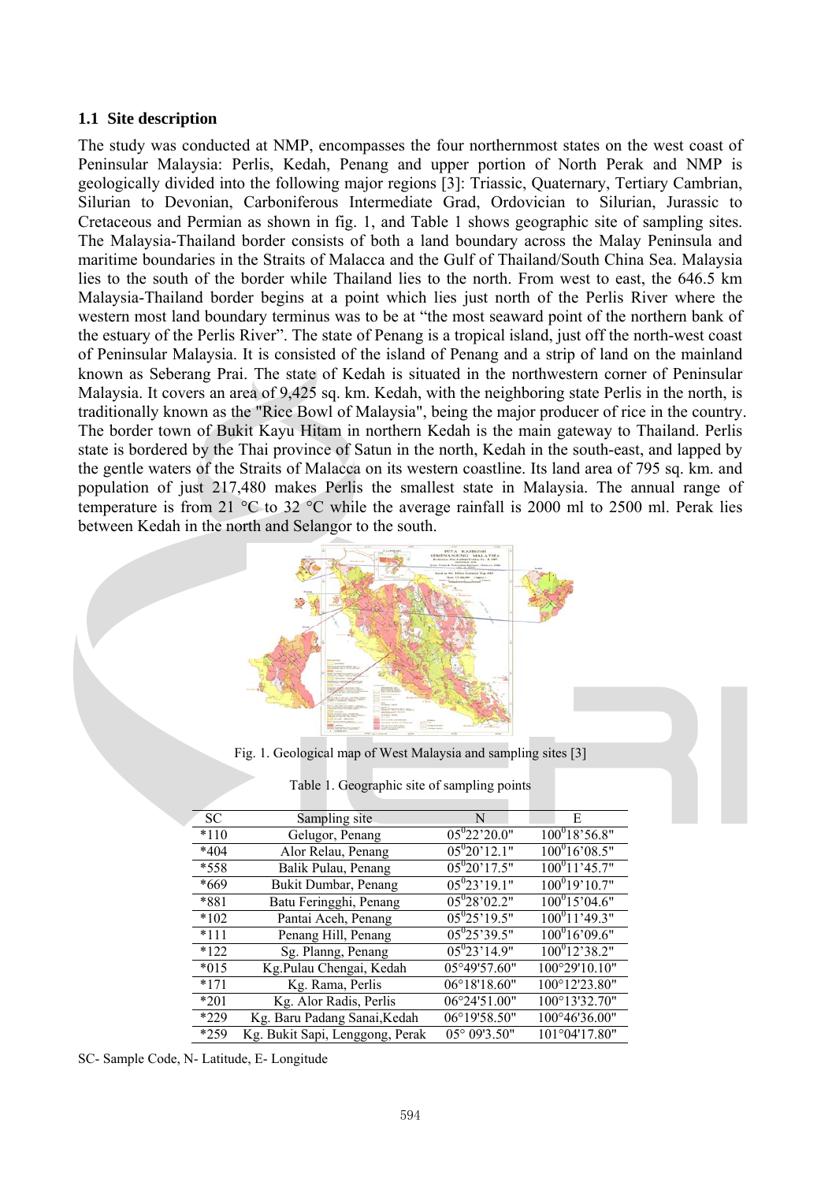## 1.1 Site description

The study was conducted at NMP, encompasses the four northernmost states on the west coast of Peninsular Malaysia: Perlis, Kedah, Penang and upper portion of North Perak and NMP is geologically divided into the following major regions [3]: Triassic, Quaternary, Tertiary Cambrian, Silurian to Devonian, Carboniferous Intermediate Grad, Ordovician to Silurian, Jurassic to Cretaceous and Permian as shown in fig. 1, and Table 1 shows geographic site of sampling sites. The Malaysia-Thailand border consists of both a land boundary across the Malay Peninsula and maritime boundaries in the Straits of Malacca and the Gulf of Thailand/South China Sea. Malaysia lies to the south of the border while Thailand lies to the north. From west to east, the 646.5 km Malaysia-Thailand border begins at a point which lies just north of the Perlis River where the western most land boundary terminus was to be at "the most seaward point of the northern bank of the estuary of the Perlis River". The state of Penang is a tropical island, just off the north-west coast of Peninsular Malaysia. It is consisted of the island of Penang and a strip of land on the mainland known as Seberang Prai. The state of Kedah is situated in the northwestern corner of Peninsular Malaysia. It covers an area of 9,425 sq. km. Kedah, with the neighboring state Perlis in the north, is traditionally known as the "Rice Bowl of Malaysia", being the major producer of rice in the country. The border town of Bukit Kayu Hitam in northern Kedah is the main gateway to Thailand. Perlis state is bordered by the Thai province of Satun in the north, Kedah in the south-east, and lapped by the gentle waters of the Straits of Malacca on its western coastline. Its land area of 795 sq. km. and population of just 217,480 makes Perlis the smallest state in Malaysia. The annual range of temperature is from 21 °C to 32 °C while the average rainfall is 2000 ml to 2500 ml. Perak lies between Kedah in the north and Selangor to the south.

Fig. 1. Geological map of West Malaysia and sampling sites [3]

Table 1. Geographic site of sampling points

| SC | Sampling site | N | E |
|---|---|---|---|
| *110 | Gelugor, Penang | 05°22'20.0" | 100°18'56.8" |
| *404 | Alor Relau, Penang | 05°20'12.1" | 100°16'08.5" |
| *558 | Balik Pulau, Penang | 05°20'17.5" | 100°11'45.7" |
| *669 | Bukit Dumbar, Penang | 05°23'19.1" | 100°19'10.7" |
| *881 | Batu Feringghi, Penang | 05°28'02.2" | 100°15'04.6" |
| *102 | Pantai Aceh, Penang | 05°25'19.5" | 100°11'49.3" |
| *111 | Penang Hill, Penang | 05°25'39.5" | 100°16'09.6" |
| *122 | Sg. Planng, Penang | 05°23'14.9" | 100°12'38.2" |
| *015 | Kg.Pulau Chengai, Kedah | 05°49'57.60" | 100°29'10.10" |
| *171 | Kg. Rama, Perlis | 06°18'18.60" | 100°12'23.80" |
| *201 | Kg. Alor Radis, Perlis | 06°24'51.00" | 100°13'32.70" |
| *229 | Kg. Baru Padang Sanai,Kedah | 06°19'58.50" | 100°46'36.00" |
| *259 | Kg. Bukit Sapi, Lenggong, Perak | 05° 09'3.50" | 101°04'17.80" |

SC- Sample Code, N- Latitude, E- Longitude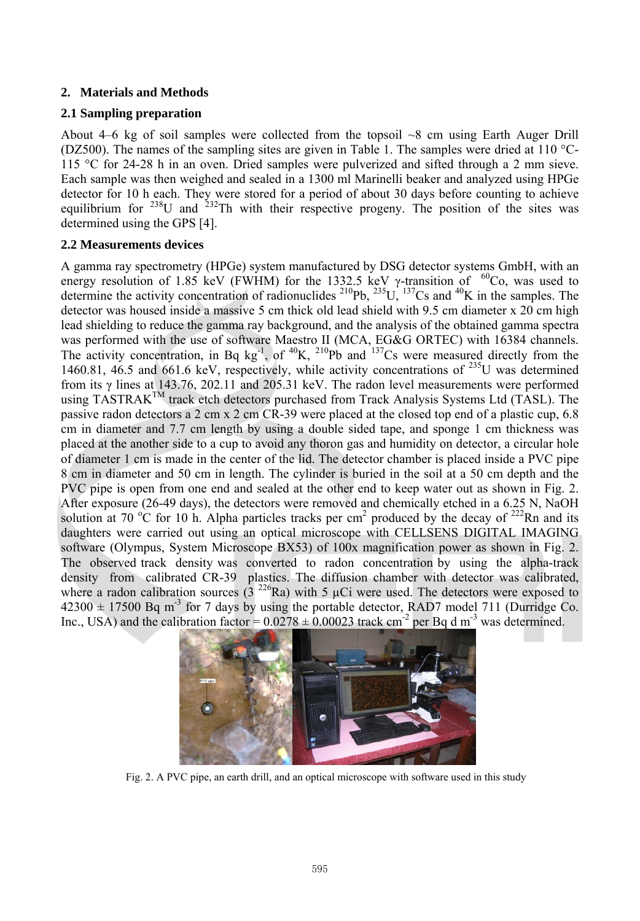## 2. Materials and Methods

### 2.1 Sampling preparation

About 4–6 kg of soil samples were collected from the topsoil ~8 cm using Earth Auger Drill (DZ500). The names of the sampling sites are given in Table 1. The samples were dried at 110 °C-115 °C for 24-28 h in an oven. Dried samples were pulverized and sifted through a 2 mm sieve. Each sample was then weighed and sealed in a 1300 ml Marinelli beaker and analyzed using HPGe detector for 10 h each. They were stored for a period of about 30 days before counting to achieve equilibrium for $^{238}U$ and $^{232}Th$ with their respective progeny. The position of the sites was determined using the GPS [4].

### 2.2 Measurements devices

A gamma ray spectrometry (HPGe) system manufactured by DSG detector systems GmbH, with an energy resolution of 1.85 keV (FWHM) for the 1332.5 keV γ-transition of $^{60}Co$, was used to determine the activity concentration of radionuclides $^{210}Pb$, $^{235}U$, $^{137}Cs$ and $^{40}K$ in the samples. The detector was housed inside a massive 5 cm thick old lead shield with 9.5 cm diameter x 20 cm high lead shielding to reduce the gamma ray background, and the analysis of the obtained gamma spectra was performed with the use of software Maestro II (MCA, EG&G ORTEC) with 16384 channels. The activity concentration, in Bq $kg^{-1}$, of $^{40}K$, $^{210}Pb$ and $^{137}Cs$ were measured directly from the 1460.81, 46.5 and 661.6 keV, respectively, while activity concentrations of $^{235}U$ was determined from its γ lines at 143.76, 202.11 and 205.31 keV. The radon level measurements were performed using TASTRAK$^{TM}$ track etch detectors purchased from Track Analysis Systems Ltd (TASL). The passive radon detectors a 2 cm x 2 cm CR-39 were placed at the closed top end of a plastic cup, 6.8 cm in diameter and 7.7 cm length by using a double sided tape, and sponge 1 cm thickness was placed at the another side to a cup to avoid any thoron gas and humidity on detector, a circular hole of diameter 1 cm is made in the center of the lid. The detector chamber is placed inside a PVC pipe 8 cm in diameter and 50 cm in length. The cylinder is buried in the soil at a 50 cm depth and the PVC pipe is open from one end and sealed at the other end to keep water out as shown in Fig. 2. After exposure (26-49 days), the detectors were removed and chemically etched in a 6.25 N, NaOH solution at 70 °C for 10 h. Alpha particles tracks per $cm^2$ produced by the decay of $^{222}Rn$ and its daughters were carried out using an optical microscope with CELLSENS DIGITAL IMAGING software (Olympus, System Microscope BX53) of 100x magnification power as shown in Fig. 2. The observed track density was converted to radon concentration by using the alpha-track density from calibrated CR-39 plastics. The diffusion chamber with detector was calibrated, where a radon calibration sources (3 $^{226}Ra$) with 5 μCi were used. The detectors were exposed to $42300 \pm 17500$ Bq $m^{-3}$ for 7 days by using the portable detector, RAD7 model 711 (Durridge Co. Inc., USA) and the calibration factor = $0.0278 \pm 0.00023$ track $cm^{-2}$ per Bq d $m^{-3}$ was determined.

Fig. 2. A PVC pipe, an earth drill, and an optical microscope with software used in this study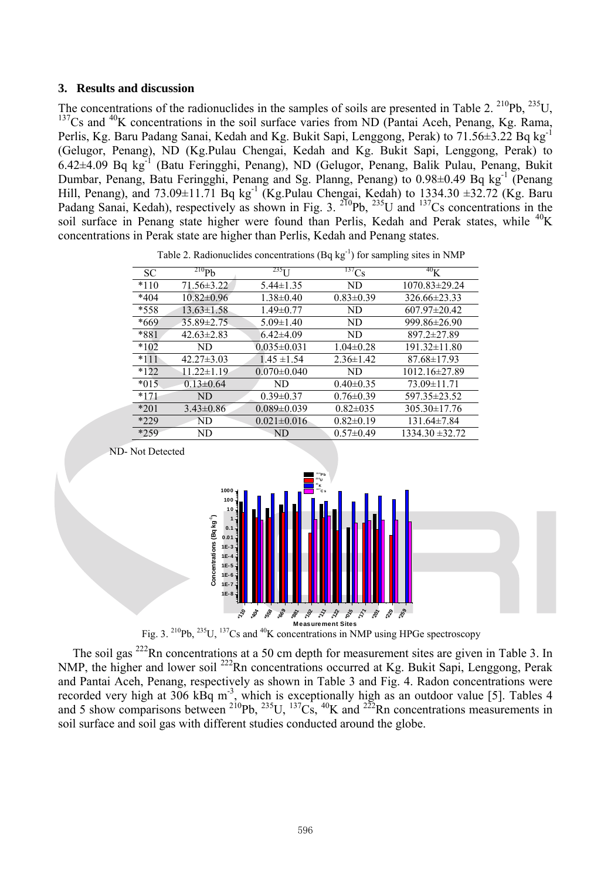## 3. Results and discussion

The concentrations of the radionuclides in the samples of soils are presented in Table 2. $^{210}$Pb, $^{235}$U, $^{137}$Cs and $^{40}$K concentrations in the soil surface varies from ND (Pantai Aceh, Penang, Kg. Rama, Perlis, Kg. Baru Padang Sanai, Kedah and Kg. Bukit Sapi, Lenggong, Perak) to 71.56±3.22 Bq kg$^{-1}$ (Gelugor, Penang), ND (Kg.Pulau Chengai, Kedah and Kg. Bukit Sapi, Lenggong, Perak) to 6.42±4.09 Bq kg$^{-1}$ (Batu Feringghi, Penang), ND (Gelugor, Penang, Balik Pulau, Penang, Bukit Dumbar, Penang, Batu Feringghi, Penang and Sg. Planng, Penang) to 0.98±0.49 Bq kg$^{-1}$ (Penang Hill, Penang), and 73.09±11.71 Bq kg$^{-1}$ (Kg.Pulau Chengai, Kedah) to 1334.30 ±32.72 (Kg. Baru Padang Sanai, Kedah), respectively as shown in Fig. 3. $^{210}$Pb, $^{235}$U and $^{137}$Cs concentrations in the soil surface in Penang state higher were found than Perlis, Kedah and Perak states, while $^{40}$K concentrations in Perak state are higher than Perlis, Kedah and Penang states.

Table 2. Radionuclides concentrations (Bq kg$^{-1}$) for sampling sites in NMP

| SC | $^{210}$Pb | $^{235}$U | $^{137}$Cs | $^{40}$K |
|---|---|---|---|---|
| *110 | 71.56±3.22 | 5.44±1.35 | ND | 1070.83±29.24 |
| *404 | 10.82±0.96 | 1.38±0.40 | 0.83±0.39 | 326.66±23.33 |
| *558 | 13.63±1.58 | 1.49±0.77 | ND | 607.97±20.42 |
| *669 | 35.89±2.75 | 5.09±1.40 | ND | 999.86±26.90 |
| *881 | 42.63±2.83 | 6.42±4.09 | ND | 897.2±27.89 |
| *102 | ND | 0.035±0.031 | 1.04±0.28 | 191.32±11.80 |
| *111 | 42.27±3.03 | 1.45 ±1.54 | 2.36±1.42 | 87.68±17.93 |
| *122 | 11.22±1.19 | 0.070±0.040 | ND | 1012.16±27.89 |
| *015 | 0.13±0.64 | ND | 0.40±0.35 | 73.09±11.71 |
| *171 | ND | 0.39±0.37 | 0.76±0.39 | 597.35±23.52 |
| *201 | 3.43±0.86 | 0.089±0.039 | 0.82±035 | 305.30±17.76 |
| *229 | ND | 0.021±0.016 | 0.82±0.19 | 131.64±7.84 |
| *259 | ND | ND | 0.57±0.49 | 1334.30 ±32.72 |

ND- Not Detected

Fig. 3. $^{210}$Pb, $^{235}$U, $^{137}$Cs and $^{40}$K concentrations in NMP using HPGe spectroscopy

The soil gas $^{222}$Rn concentrations at a 50 cm depth for measurement sites are given in Table 3. In NMP, the higher and lower soil $^{222}$Rn concentrations occurred at Kg. Bukit Sapi, Lenggong, Perak and Pantai Aceh, Penang, respectively as shown in Table 3 and Fig. 4. Radon concentrations were recorded very high at 306 kBq m$^{-3}$, which is exceptionally high as an outdoor value [5]. Tables 4 and 5 show comparisons between $^{210}$Pb, $^{235}$U, $^{137}$Cs, $^{40}$K and $^{222}$Rn concentrations measurements in soil surface and soil gas with different studies conducted around the globe.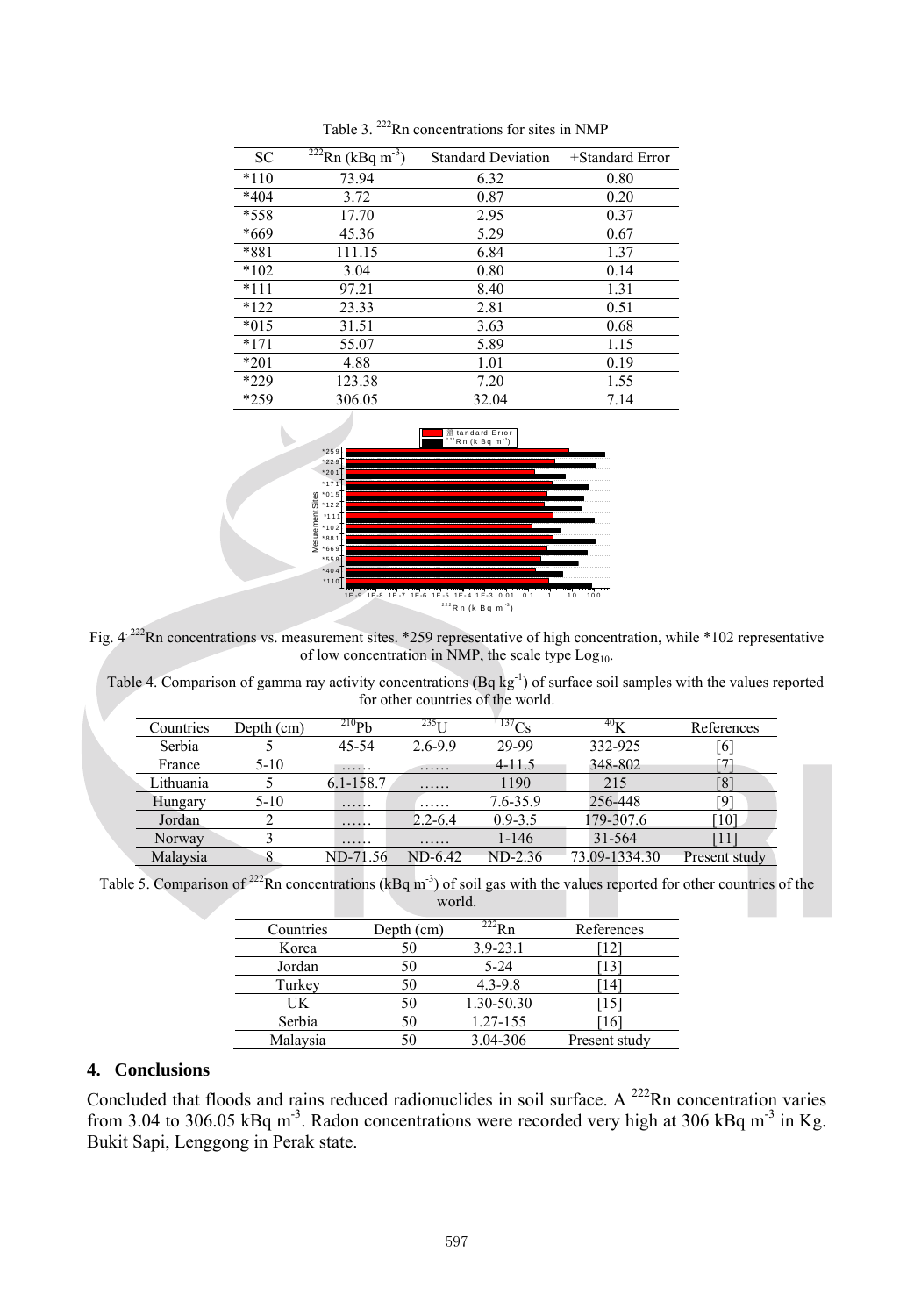Table 3. $^{222}Rn$ concentrations for sites in NMP

| SC | $^{222}Rn$ (kBq $m^{-3}$) | Standard Deviation | ±Standard Error |
|---|---|---|---|
| *110 | 73.94 | 6.32 | 0.80 |
| *404 | 3.72 | 0.87 | 0.20 |
| *558 | 17.70 | 2.95 | 0.37 |
| *669 | 45.36 | 5.29 | 0.67 |
| *881 | 111.15 | 6.84 | 1.37 |
| *102 | 3.04 | 0.80 | 0.14 |
| *111 | 97.21 | 8.40 | 1.31 |
| *122 | 23.33 | 2.81 | 0.51 |
| *015 | 31.51 | 3.63 | 0.68 |
| *171 | 55.07 | 5.89 | 1.15 |
| *201 | 4.88 | 1.01 | 0.19 |
| *229 | 123.38 | 7.20 | 1.55 |
| *259 | 306.05 | 32.04 | 7.14 |

Fig. 4 $^{222}Rn$ concentrations vs. measurement sites. *259 representative of high concentration, while *102 representative of low concentration in NMP, the scale type $Log_{10}$.

Table 4. Comparison of gamma ray activity concentrations (Bq $kg^{-1}$) of surface soil samples with the values reported for other countries of the world.

| Countries | Depth (cm) | $^{210}Pb$ | $^{235}U$ | $^{137}Cs$ | $^{40}K$ | References |
|---|---|---|---|---|---|---|
| Serbia | 5 | 45-54 | 2.6-9.9 | 29-99 | 332-925 | [6] |
| France | 5-10 | …… | …… | 4-11.5 | 348-802 | [7] |
| Lithuania | 5 | 6.1-158.7 | …… | 1190 | 215 | [8] |
| Hungary | 5-10 | …… | …… | 7.6-35.9 | 256-448 | [9] |
| Jordan | 2 | …… | 2.2-6.4 | 0.9-3.5 | 179-307.6 | [10] |
| Norway | 3 | …… | …… | 1-146 | 31-564 | [11] |
| Malaysia | 8 | ND-71.56 | ND-6.42 | ND-2.36 | 73.09-1334.30 | Present study |

Table 5. Comparison of $^{222}Rn$ concentrations (kBq $m^{-3}$) of soil gas with the values reported for other countries of the world.

| Countries | Depth (cm) | $^{222}Rn$ | References |
|---|---|---|---|
| Korea | 50 | 3.9-23.1 | [12] |
| Jordan | 50 | 5-24 | [13] |
| Turkey | 50 | 4.3-9.8 | [14] |
| UK | 50 | 1.30-50.30 | [15] |
| Serbia | 50 | 1.27-155 | [16] |
| Malaysia | 50 | 3.04-306 | Present study |

## 4. Conclusions

Concluded that floods and rains reduced radionuclides in soil surface. A $^{222}Rn$ concentration varies from 3.04 to 306.05 kBq $m^{-3}$. Radon concentrations were recorded very high at 306 kBq $m^{-3}$ in Kg. Bukit Sapi, Lenggong in Perak state.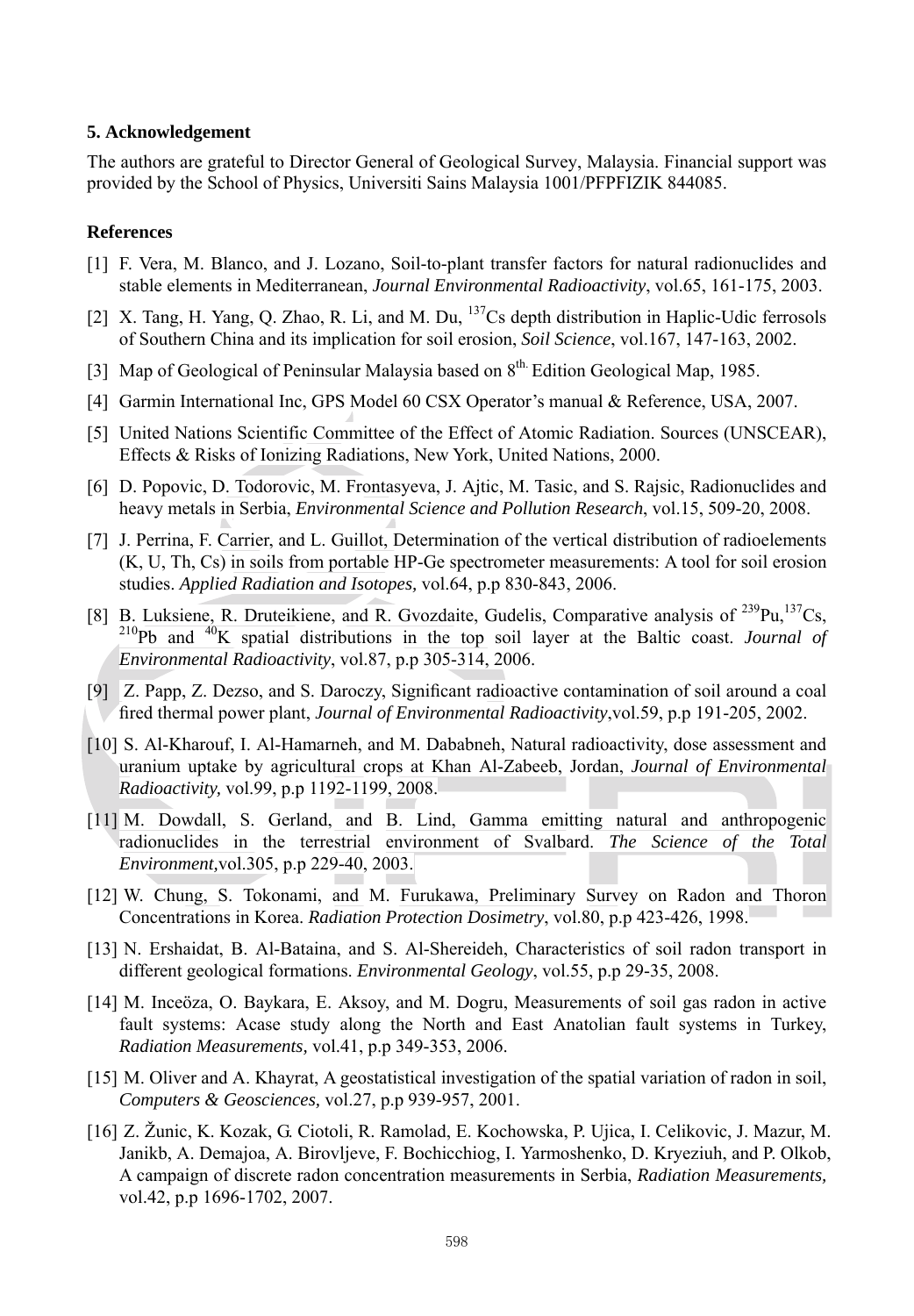## 5. Acknowledgement

The authors are grateful to Director General of Geological Survey, Malaysia. Financial support was provided by the School of Physics, Universiti Sains Malaysia 1001/PFPFIZIK 844085.

## References

[1] F. Vera, M. Blanco, and J. Lozano, Soil-to-plant transfer factors for natural radionuclides and stable elements in Mediterranean, *Journal Environmental Radioactivity*, vol.65, 161-175, 2003.

[2] X. Tang, H. Yang, Q. Zhao, R. Li, and M. Du, $^{137}$Cs depth distribution in Haplic-Udic ferrosols of Southern China and its implication for soil erosion, *Soil Science*, vol.167, 147-163, 2002.

[3] Map of Geological of Peninsular Malaysia based on 8$^{th.}$ Edition Geological Map, 1985.

[4] Garmin International Inc, GPS Model 60 CSX Operator's manual & Reference, USA, 2007.

[5] United Nations Scientific Committee of the Effect of Atomic Radiation. Sources (UNSCEAR), Effects & Risks of Ionizing Radiations, New York, United Nations, 2000.

[6] D. Popovic, D. Todorovic, M. Frontasyeva, J. Ajtic, M. Tasic, and S. Rajsic, Radionuclides and heavy metals in Serbia, *Environmental Science and Pollution Research*, vol.15, 509-20, 2008.

[7] J. Perrina, F. Carrier, and L. Guillot, Determination of the vertical distribution of radioelements (K, U, Th, Cs) in soils from portable HP-Ge spectrometer measurements: A tool for soil erosion studies. *Applied Radiation and Isotopes,* vol.64, p.p 830-843, 2006.

[8] B. Luksiene, R. Druteikiene, and R. Gvozdaite, Gudelis, Comparative analysis of $^{239}$Pu,$^{137}$Cs, $^{210}$Pb and $^{40}$K spatial distributions in the top soil layer at the Baltic coast. *Journal of Environmental Radioactivity*, vol.87, p.p 305-314, 2006.

[9] Z. Papp, Z. Dezso, and S. Daroczy, Significant radioactive contamination of soil around a coal fired thermal power plant, *Journal of Environmental Radioactivity*,vol.59, p.p 191-205, 2002.

[10] S. Al-Kharouf, I. Al-Hamarneh, and M. Dababneh, Natural radioactivity, dose assessment and uranium uptake by agricultural crops at Khan Al-Zabeeb, Jordan, *Journal of Environmental Radioactivity,* vol.99, p.p 1192-1199, 2008.

[11] M. Dowdall, S. Gerland, and B. Lind, Gamma emitting natural and anthropogenic radionuclides in the terrestrial environment of Svalbard. *The Science of the Total Environment,*vol.305, p.p 229-40, 2003.

[12] W. Chung, S. Tokonami, and M. Furukawa, Preliminary Survey on Radon and Thoron Concentrations in Korea. *Radiation Protection Dosimetry*, vol.80, p.p 423-426, 1998.

[13] N. Ershaidat, B. Al-Bataina, and S. Al-Shereideh, Characteristics of soil radon transport in different geological formations. *Environmental Geology*, vol.55, p.p 29-35, 2008.

[14] M. Inceöza, O. Baykara, E. Aksoy, and M. Dogru, Measurements of soil gas radon in active fault systems: Acase study along the North and East Anatolian fault systems in Turkey, *Radiation Measurements,* vol.41, p.p 349-353, 2006.

[15] M. Oliver and A. Khayrat, A geostatistical investigation of the spatial variation of radon in soil, *Computers & Geosciences,* vol.27, p.p 939-957, 2001.

[16] Z. Žunic, K. Kozak, G. Ciotoli, R. Ramolad, E. Kochowska, P. Ujica, I. Celikovic, J. Mazur, M. Janikb, A. Demajoa, A. Birovljeve, F. Bochicchiog, I. Yarmoshenko, D. Kryeziuh, and P. Olkob, A campaign of discrete radon concentration measurements in Serbia, *Radiation Measurements,* vol.42, p.p 1696-1702, 2007.